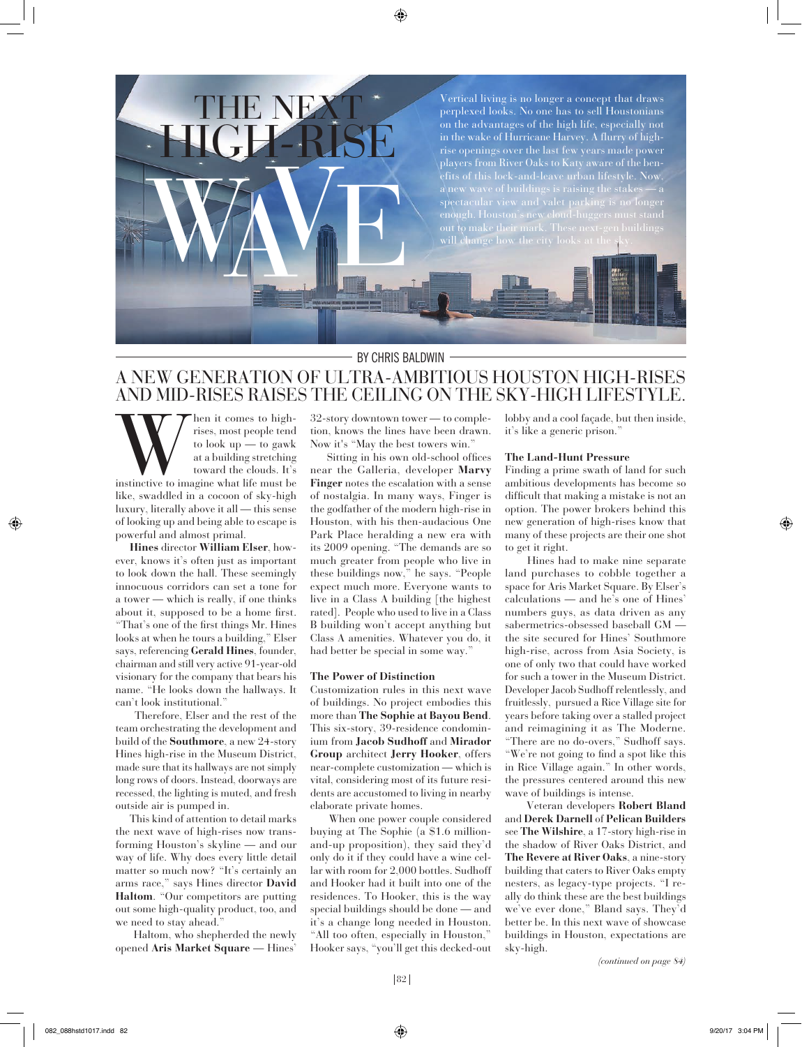# THE NEXT HIGH-RISE WAVE

Vertical living is no longer a concept that draws perplexed looks. No one has to sell Houstonians on the advantages of the high life, especially not in the wake of Hurricane Harvey. A flurry of high-rise openings over the last few years made power players from River Oaks to Katy aware of the benefits of this lock-and-leave urban lifestyle. Now, a new wave of buildings is raising the stakes — a spectacular view and valet parking is no longer enough. Houston's new cloud-huggers must stand out to make their mark. These next-gen buildings will change how the city looks at the sky.

BY CHRIS BALDWIN

## A NEW GENERATION OF ULTRA-AMBITIOUS HOUSTON HIGH-RISES AND MID-RISES RAISES THE CEILING ON THE SKY-HIGH LIFESTYLE.

When it comes to high-rises, most people tend to look up — to gawk at a building stretching toward the clouds. It's instinctive to imagine what life must be like, swaddled in a cocoon of sky-high luxury, literally above it all — this sense of looking up and being able to escape is powerful and almost primal.

**Hines** director **William Elser**, however, knows it's often just as important to look down the hall. These seemingly innocuous corridors can set a tone for a tower — which is really, if one thinks about it, supposed to be a home first. "That's one of the first things Mr. Hines looks at when he tours a building," Elser says, referencing **Gerald Hines**, founder, chairman and still very active 91-year-old visionary for the company that bears his name. "He looks down the hallways. It can't look institutional."

Therefore, Elser and the rest of the team orchestrating the development and build of the **Southmore**, a new 24-story Hines high-rise in the Museum District, made sure that its hallways are not simply long rows of doors. Instead, doorways are recessed, the lighting is muted, and fresh outside air is pumped in.

This kind of attention to detail marks the next wave of high-rises now transforming Houston's skyline — and our way of life. Why does every little detail matter so much now? "It's certainly an arms race," says Hines director **David Haltom**. "Our competitors are putting out some high-quality product, too, and we need to stay ahead."

Haltom, who shepherded the newly opened **Aris Market Square** — Hines' 32-story downtown tower — to completion, knows the lines have been drawn. Now it's "May the best towers win."

Sitting in his own old-school offices near the Galleria, developer **Marvy Finger** notes the escalation with a sense of nostalgia. In many ways, Finger is the godfather of the modern high-rise in Houston, with his then-audacious One Park Place heralding a new era with its 2009 opening. "The demands are so much greater from people who live in these buildings now," he says. "People expect much more. Everyone wants to live in a Class A building [the highest rated]. People who used to live in a Class B building won't accept anything but Class A amenities. Whatever you do, it had better be special in some way."

### The Power of Distinction

Customization rules in this next wave of buildings. No project embodies this more than **The Sophie at Bayou Bend**. This six-story, 39-residence condominium from **Jacob Sudhoff** and **Mirador Group** architect **Jerry Hooker**, offers near-complete customization — which is vital, considering most of its future residents are accustomed to living in nearby elaborate private homes.

When one power couple considered buying at The Sophie (a $1.6 million-and-up proposition), they said they'd only do it if they could have a wine cellar with room for 2,000 bottles. Sudhoff and Hooker had it built into one of the residences. To Hooker, this is the way special buildings should be done — and it's a change long needed in Houston. "All too often, especially in Houston," Hooker says, "you'll get this decked-out lobby and a cool façade, but then inside, it's like a generic prison."

### The Land-Hunt Pressure

Finding a prime swath of land for such ambitious developments has become so difficult that making a mistake is not an option. The power brokers behind this new generation of high-rises know that many of these projects are their one shot to get it right.

Hines had to make nine separate land purchases to cobble together a space for Aris Market Square. By Elser's calculations — and he's one of Hines' numbers guys, as data driven as any sabermetrics-obsessed baseball GM — the site secured for Hines' Southmore high-rise, across from Asia Society, is one of only two that could have worked for such a tower in the Museum District. Developer Jacob Sudhoff relentlessly, and fruitlessly, pursued a Rice Village site for years before taking over a stalled project and reimagining it as The Moderne. "There are no do-overs," Sudhoff says. "We're not going to find a spot like this in Rice Village again." In other words, the pressures centered around this new wave of buildings is intense.

Veteran developers **Robert Bland** and **Derek Darnell** of **Pelican Builders** see **The Wilshire**, a 17-story high-rise in the shadow of River Oaks District, and **The Revere at River Oaks**, a nine-story building that caters to River Oaks empty nesters, as legacy-type projects. "I really do think these are the best buildings we've ever done," Bland says. They'd better be. In this next wave of showcase buildings in Houston, expectations are sky-high.

*(continued on page 84)*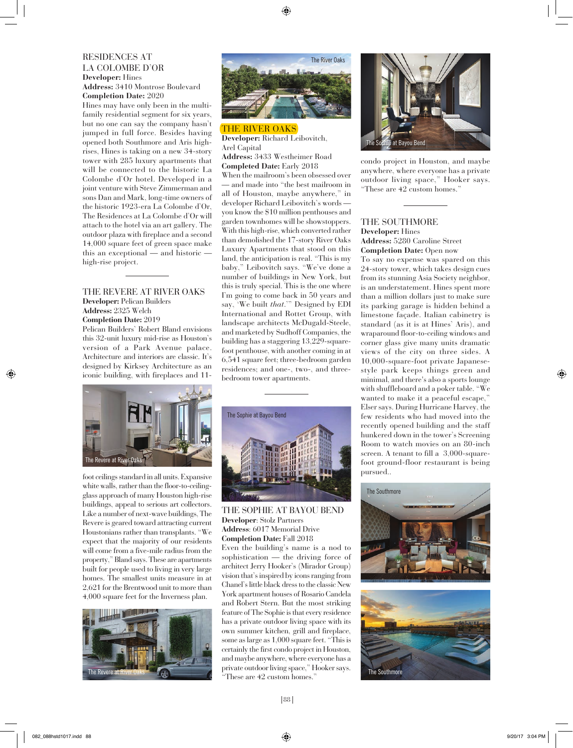## RESIDENCES AT LA COLOMBE D'OR

**Developer:** Hines
**Address:** 3410 Montrose Boulevard
**Completion Date:** 2020

Hines may have only been in the multi-family residential segment for six years, but no one can say the company hasn't jumped in full force. Besides having opened both Southmore and Aris high-rises, Hines is taking on a new 34-story tower with 285 luxury apartments that will be connected to the historic La Colombe d'Or hotel. Developed in a joint venture with Steve Zimmerman and sons Dan and Mark, long-time owners of the historic 1923-era La Colombe d'Or, The Residences at La Colombe d'Or will attach to the hotel via an art gallery. The outdoor plaza with fireplace and a second 14,000 square feet of green space make this an exceptional — and historic — high-rise project.

## THE REVERE AT RIVER OAKS

**Developer:** Pelican Builders
**Address:** 2325 Welch
**Completion Date:** 2019

Pelican Builders' Robert Bland envisions this 32-unit luxury mid-rise as Houston's version of a Park Avenue palace. Architecture and interiors are classic. It's designed by Kirksey Architecture as an iconic building, with fireplaces and 11-foot ceilings standard in all units. Expansive white walls, rather than the floor-to-ceiling-glass approach of many Houston high-rise buildings, appeal to serious art collectors. Like a number of next-wave buildings, The Revere is geared toward attracting current Houstonians rather than transplants. "We expect that the majority of our residents will come from a five-mile radius from the property," Bland says. These are apartments built for people used to living in very large homes. The smallest units measure in at 2,621 for the Brentwood unit to more than 4,000 square feet for the Inverness plan.

The Revere at River Oaks

The Revere at River Oaks

The River Oaks

## THE RIVER OAKS

**Developer:** Richard Leibovitch, Arel Capital
**Address:** 3433 Westheimer Road
**Completed Date:** Early 2018

When the mailroom's been obsessed over — and made into "the best mailroom in all of Houston, maybe anywhere," in developer Richard Leibovitch's words — you know the $10 million penthouses and garden townhomes will be showstoppers. With this high-rise, which converted rather than demolished the 17-story River Oaks Luxury Apartments that stood on this land, the anticipation is real. "This is my baby," Leibovitch says. "We've done a number of buildings in New York, but this is truly special. This is the one where I'm going to come back in 50 years and say, 'We built *that*.'" Designed by EDI International and Rottet Group, with landscape architects McDugald-Steele, and marketed by Sudhoff Companies, the building has a staggering 13,229-square-foot penthouse, with another coming in at 6,541 square feet; three-bedroom garden residences; and one-, two-, and three-bedroom tower apartments.

The Sophie at Bayou Bend

## THE SOPHIE AT BAYOU BEND

**Developer**: Stolz Partners
**Address**: 6017 Memorial Drive
**Completion Date:** Fall 2018

Even the building's name is a nod to sophistication — the driving force of architect Jerry Hooker's (Mirador Group) vision that's inspired by icons ranging from Chanel's little black dress to the classic New York apartment houses of Rosario Candela and Robert Stern. But the most striking feature of The Sophie is that every residence has a private outdoor living space with its own summer kitchen, grill and fireplace, some as large as 1,000 square feet. "This is certainly the first condo project in Houston, and maybe anywhere, where everyone has a private outdoor living space," Hooker says. "These are 42 custom homes."

The Sophie at Bayou Bend

condo project in Houston, and maybe anywhere, where everyone has a private outdoor living space," Hooker says. "These are 42 custom homes."

## THE SOUTHMORE

**Developer:** Hines
**Address:** 5280 Caroline Street
**Completion Date:** Open now

To say no expense was spared on this 24-story tower, which takes design cues from its stunning Asia Society neighbor, is an understatement. Hines spent more than a million dollars just to make sure its parking garage is hidden behind a limestone façade. Italian cabinetry is standard (as it is at Hines' Aris), and wraparound floor-to-ceiling windows and corner glass give many units dramatic views of the city on three sides. A 10,000-square-foot private Japanese-style park keeps things green and minimal, and there's also a sports lounge with shuffleboard and a poker table. "We wanted to make it a peaceful escape," Elser says. During Hurricane Harvey, the few residents who had moved into the recently opened building and the staff hunkered down in the tower's Screening Room to watch movies on an 80-inch screen. A tenant to fill a 3,000-square-foot ground-floor restaurant is being pursued..

The Southmore

The Southmore